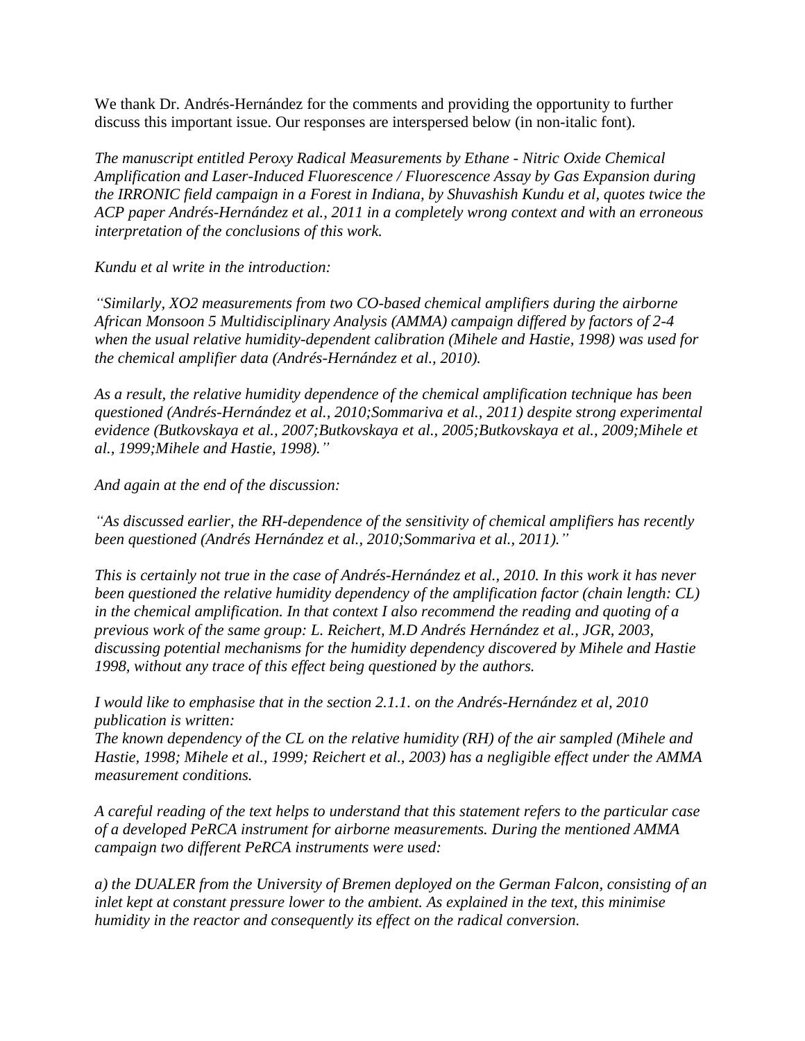We thank Dr. Andrés-Hernández for the comments and providing the opportunity to further discuss this important issue. Our responses are interspersed below (in non-italic font).

*The manuscript entitled Peroxy Radical Measurements by Ethane - Nitric Oxide Chemical Amplification and Laser-Induced Fluorescence / Fluorescence Assay by Gas Expansion during the IRRONIC field campaign in a Forest in Indiana, by Shuvashish Kundu et al, quotes twice the ACP paper Andrés-Hernández et al., 2011 in a completely wrong context and with an erroneous interpretation of the conclusions of this work.*

*Kundu et al write in the introduction:*

*"Similarly, XO2 measurements from two CO-based chemical amplifiers during the airborne African Monsoon 5 Multidisciplinary Analysis (AMMA) campaign differed by factors of 2-4 when the usual relative humidity-dependent calibration (Mihele and Hastie, 1998) was used for the chemical amplifier data (Andrés-Hernández et al., 2010).*

*As a result, the relative humidity dependence of the chemical amplification technique has been questioned (Andrés-Hernández et al., 2010;Sommariva et al., 2011) despite strong experimental evidence (Butkovskaya et al., 2007;Butkovskaya et al., 2005;Butkovskaya et al., 2009;Mihele et al., 1999;Mihele and Hastie, 1998)."*

*And again at the end of the discussion:*

*"As discussed earlier, the RH-dependence of the sensitivity of chemical amplifiers has recently been questioned (Andrés Hernández et al., 2010;Sommariva et al., 2011)."*

*This is certainly not true in the case of Andrés-Hernández et al., 2010. In this work it has never been questioned the relative humidity dependency of the amplification factor (chain length: CL) in the chemical amplification. In that context I also recommend the reading and quoting of a previous work of the same group: L. Reichert, M.D Andrés Hernández et al., JGR, 2003, discussing potential mechanisms for the humidity dependency discovered by Mihele and Hastie 1998, without any trace of this effect being questioned by the authors.*

*I would like to emphasise that in the section 2.1.1. on the Andrés-Hernández et al, 2010 publication is written:*
*The known dependency of the CL on the relative humidity (RH) of the air sampled (Mihele and Hastie, 1998; Mihele et al., 1999; Reichert et al., 2003) has a negligible effect under the AMMA measurement conditions.*

*A careful reading of the text helps to understand that this statement refers to the particular case of a developed PeRCA instrument for airborne measurements. During the mentioned AMMA campaign two different PeRCA instruments were used:*

*a) the DUALER from the University of Bremen deployed on the German Falcon, consisting of an inlet kept at constant pressure lower to the ambient. As explained in the text, this minimise humidity in the reactor and consequently its effect on the radical conversion.*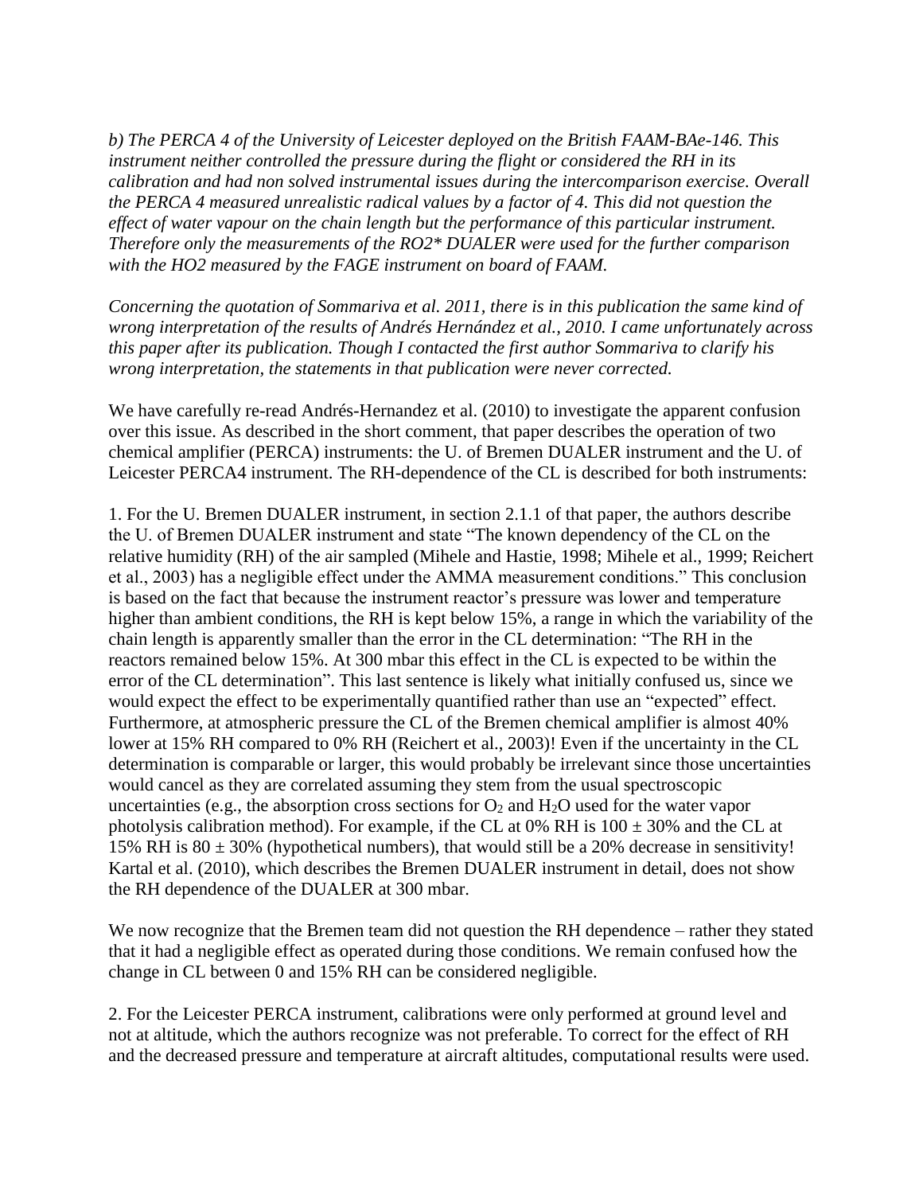*b) The PERCA 4 of the University of Leicester deployed on the British FAAM-BAe-146. This instrument neither controlled the pressure during the flight or considered the RH in its calibration and had non solved instrumental issues during the intercomparison exercise. Overall the PERCA 4 measured unrealistic radical values by a factor of 4. This did not question the effect of water vapour on the chain length but the performance of this particular instrument. Therefore only the measurements of the RO2* DUALER were used for the further comparison with the HO2 measured by the FAGE instrument on board of FAAM.*

*Concerning the quotation of Sommariva et al. 2011, there is in this publication the same kind of wrong interpretation of the results of Andrés Hernández et al., 2010. I came unfortunately across this paper after its publication. Though I contacted the first author Sommariva to clarify his wrong interpretation, the statements in that publication were never corrected.*

We have carefully re-read Andrés-Hernandez et al. (2010) to investigate the apparent confusion over this issue. As described in the short comment, that paper describes the operation of two chemical amplifier (PERCA) instruments: the U. of Bremen DUALER instrument and the U. of Leicester PERCA4 instrument. The RH-dependence of the CL is described for both instruments:

1. For the U. Bremen DUALER instrument, in section 2.1.1 of that paper, the authors describe the U. of Bremen DUALER instrument and state "The known dependency of the CL on the relative humidity (RH) of the air sampled (Mihele and Hastie, 1998; Mihele et al., 1999; Reichert et al., 2003) has a negligible effect under the AMMA measurement conditions." This conclusion is based on the fact that because the instrument reactor's pressure was lower and temperature higher than ambient conditions, the RH is kept below 15%, a range in which the variability of the chain length is apparently smaller than the error in the CL determination: "The RH in the reactors remained below 15%. At 300 mbar this effect in the CL is expected to be within the error of the CL determination". This last sentence is likely what initially confused us, since we would expect the effect to be experimentally quantified rather than use an "expected" effect. Furthermore, at atmospheric pressure the CL of the Bremen chemical amplifier is almost 40% lower at 15% RH compared to 0% RH (Reichert et al., 2003)! Even if the uncertainty in the CL determination is comparable or larger, this would probably be irrelevant since those uncertainties would cancel as they are correlated assuming they stem from the usual spectroscopic uncertainties (e.g., the absorption cross sections for $O_2$ and $H_2O$ used for the water vapor photolysis calibration method). For example, if the CL at 0% RH is $100 \pm 30\%$ and the CL at 15% RH is $80 \pm 30\%$ (hypothetical numbers), that would still be a 20% decrease in sensitivity! Kartal et al. (2010), which describes the Bremen DUALER instrument in detail, does not show the RH dependence of the DUALER at 300 mbar.

We now recognize that the Bremen team did not question the RH dependence – rather they stated that it had a negligible effect as operated during those conditions. We remain confused how the change in CL between 0 and 15% RH can be considered negligible.

2. For the Leicester PERCA instrument, calibrations were only performed at ground level and not at altitude, which the authors recognize was not preferable. To correct for the effect of RH and the decreased pressure and temperature at aircraft altitudes, computational results were used.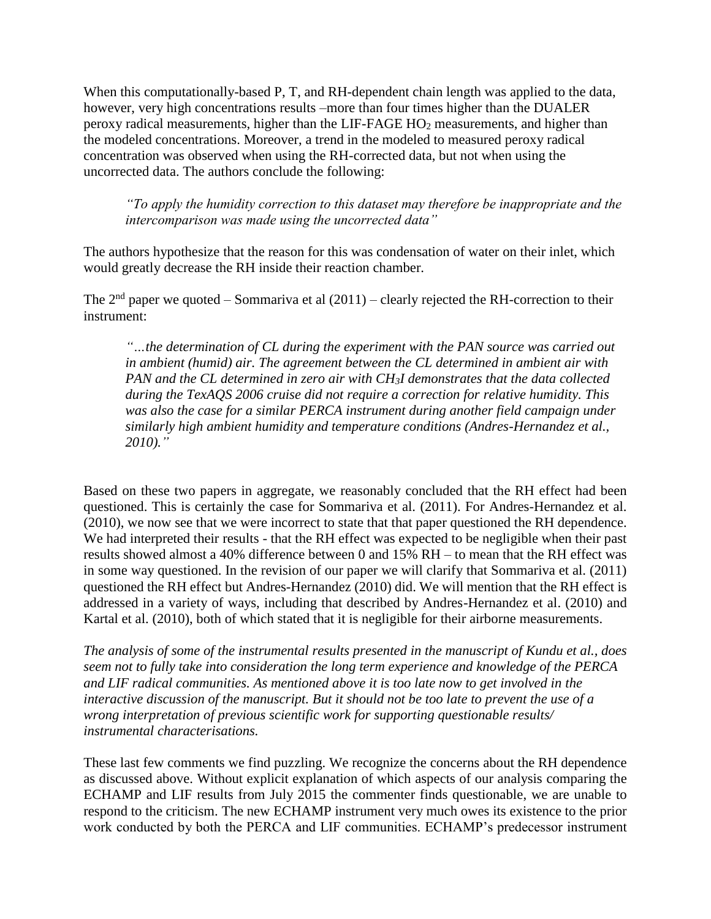When this computationally-based P, T, and RH-dependent chain length was applied to the data, however, very high concentrations results –more than four times higher than the DUALER peroxy radical measurements, higher than the LIF-FAGE $HO_2$ measurements, and higher than the modeled concentrations. Moreover, a trend in the modeled to measured peroxy radical concentration was observed when using the RH-corrected data, but not when using the uncorrected data. The authors conclude the following:

> *"To apply the humidity correction to this dataset may therefore be inappropriate and the intercomparison was made using the uncorrected data"*

The authors hypothesize that the reason for this was condensation of water on their inlet, which would greatly decrease the RH inside their reaction chamber.

The 2nd paper we quoted – Sommariva et al (2011) – clearly rejected the RH-correction to their instrument:

> *"…the determination of CL during the experiment with the PAN source was carried out in ambient (humid) air. The agreement between the CL determined in ambient air with PAN and the CL determined in zero air with $CH_3I$ demonstrates that the data collected during the TexAQS 2006 cruise did not require a correction for relative humidity. This was also the case for a similar PERCA instrument during another field campaign under similarly high ambient humidity and temperature conditions (Andres-Hernandez et al., 2010)."*

Based on these two papers in aggregate, we reasonably concluded that the RH effect had been questioned. This is certainly the case for Sommariva et al. (2011). For Andres-Hernandez et al. (2010), we now see that we were incorrect to state that that paper questioned the RH dependence. We had interpreted their results - that the RH effect was expected to be negligible when their past results showed almost a 40% difference between 0 and 15% RH – to mean that the RH effect was in some way questioned. In the revision of our paper we will clarify that Sommariva et al. (2011) questioned the RH effect but Andres-Hernandez (2010) did. We will mention that the RH effect is addressed in a variety of ways, including that described by Andres-Hernandez et al. (2010) and Kartal et al. (2010), both of which stated that it is negligible for their airborne measurements.

*The analysis of some of the instrumental results presented in the manuscript of Kundu et al., does seem not to fully take into consideration the long term experience and knowledge of the PERCA and LIF radical communities. As mentioned above it is too late now to get involved in the interactive discussion of the manuscript. But it should not be too late to prevent the use of a wrong interpretation of previous scientific work for supporting questionable results/ instrumental characterisations.*

These last few comments we find puzzling. We recognize the concerns about the RH dependence as discussed above. Without explicit explanation of which aspects of our analysis comparing the ECHAMP and LIF results from July 2015 the commenter finds questionable, we are unable to respond to the criticism. The new ECHAMP instrument very much owes its existence to the prior work conducted by both the PERCA and LIF communities. ECHAMP's predecessor instrument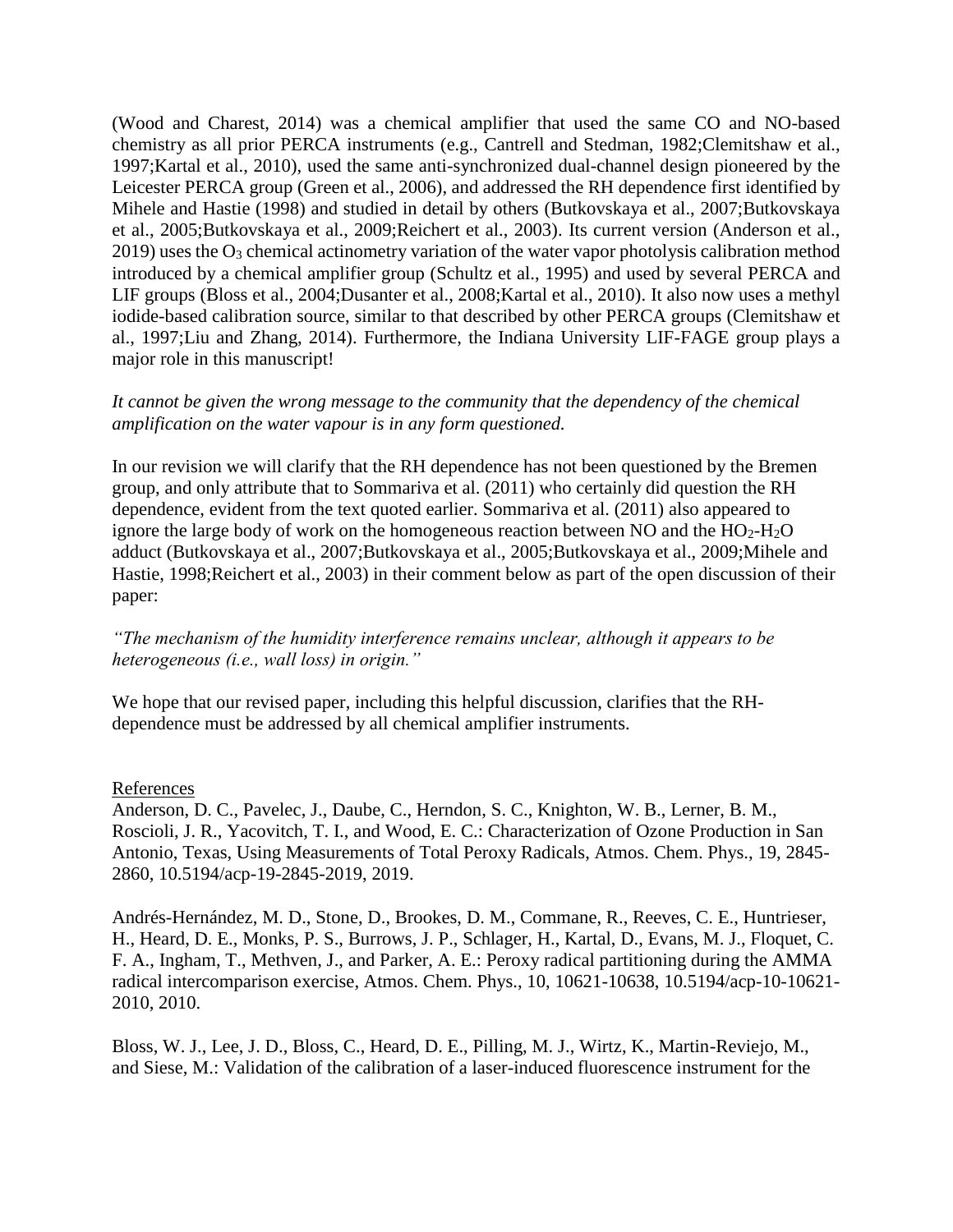(Wood and Charest, 2014) was a chemical amplifier that used the same CO and NO-based chemistry as all prior PERCA instruments (e.g., Cantrell and Stedman, 1982;Clemitshaw et al., 1997;Kartal et al., 2010), used the same anti-synchronized dual-channel design pioneered by the Leicester PERCA group (Green et al., 2006), and addressed the RH dependence first identified by Mihele and Hastie (1998) and studied in detail by others (Butkovskaya et al., 2007;Butkovskaya et al., 2005;Butkovskaya et al., 2009;Reichert et al., 2003). Its current version (Anderson et al., 2019) uses the $O_3$ chemical actinometry variation of the water vapor photolysis calibration method introduced by a chemical amplifier group (Schultz et al., 1995) and used by several PERCA and LIF groups (Bloss et al., 2004;Dusanter et al., 2008;Kartal et al., 2010). It also now uses a methyl iodide-based calibration source, similar to that described by other PERCA groups (Clemitshaw et al., 1997;Liu and Zhang, 2014). Furthermore, the Indiana University LIF-FAGE group plays a major role in this manuscript!

*It cannot be given the wrong message to the community that the dependency of the chemical amplification on the water vapour is in any form questioned.*

In our revision we will clarify that the RH dependence has not been questioned by the Bremen group, and only attribute that to Sommariva et al. (2011) who certainly did question the RH dependence, evident from the text quoted earlier. Sommariva et al. (2011) also appeared to ignore the large body of work on the homogeneous reaction between NO and the $HO_2$-$H_2O$ adduct (Butkovskaya et al., 2007;Butkovskaya et al., 2005;Butkovskaya et al., 2009;Mihele and Hastie, 1998;Reichert et al., 2003) in their comment below as part of the open discussion of their paper:

*"The mechanism of the humidity interference remains unclear, although it appears to be heterogeneous (i.e., wall loss) in origin."*

We hope that our revised paper, including this helpful discussion, clarifies that the RH-dependence must be addressed by all chemical amplifier instruments.

References

Anderson, D. C., Pavelec, J., Daube, C., Herndon, S. C., Knighton, W. B., Lerner, B. M., Roscioli, J. R., Yacovitch, T. I., and Wood, E. C.: Characterization of Ozone Production in San Antonio, Texas, Using Measurements of Total Peroxy Radicals, Atmos. Chem. Phys., 19, 2845-2860, 10.5194/acp-19-2845-2019, 2019.

Andrés-Hernández, M. D., Stone, D., Brookes, D. M., Commane, R., Reeves, C. E., Huntrieser, H., Heard, D. E., Monks, P. S., Burrows, J. P., Schlager, H., Kartal, D., Evans, M. J., Floquet, C. F. A., Ingham, T., Methven, J., and Parker, A. E.: Peroxy radical partitioning during the AMMA radical intercomparison exercise, Atmos. Chem. Phys., 10, 10621-10638, 10.5194/acp-10-10621-2010, 2010.

Bloss, W. J., Lee, J. D., Bloss, C., Heard, D. E., Pilling, M. J., Wirtz, K., Martin-Reviejo, M., and Siese, M.: Validation of the calibration of a laser-induced fluorescence instrument for the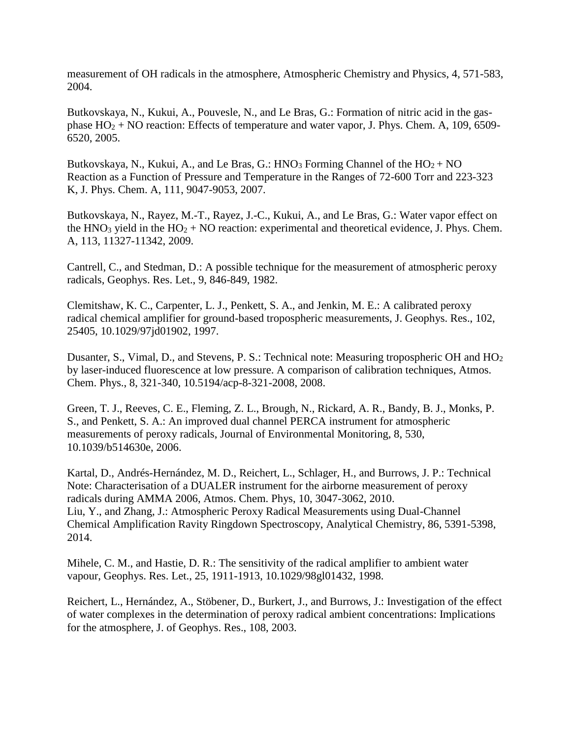measurement of OH radicals in the atmosphere, Atmospheric Chemistry and Physics, 4, 571-583, 2004.

Butkovskaya, N., Kukui, A., Pouvesle, N., and Le Bras, G.: Formation of nitric acid in the gas-phase $HO_2$ + NO reaction: Effects of temperature and water vapor, J. Phys. Chem. A, 109, 6509-6520, 2005.

Butkovskaya, N., Kukui, A., and Le Bras, G.: $HNO_3$ Forming Channel of the $HO_2$ + NO Reaction as a Function of Pressure and Temperature in the Ranges of 72-600 Torr and 223-323 K, J. Phys. Chem. A, 111, 9047-9053, 2007.

Butkovskaya, N., Rayez, M.-T., Rayez, J.-C., Kukui, A., and Le Bras, G.: Water vapor effect on the $HNO_3$ yield in the $HO_2$ + NO reaction: experimental and theoretical evidence, J. Phys. Chem. A, 113, 11327-11342, 2009.

Cantrell, C., and Stedman, D.: A possible technique for the measurement of atmospheric peroxy radicals, Geophys. Res. Let., 9, 846-849, 1982.

Clemitshaw, K. C., Carpenter, L. J., Penkett, S. A., and Jenkin, M. E.: A calibrated peroxy radical chemical amplifier for ground-based tropospheric measurements, J. Geophys. Res., 102, 25405, 10.1029/97jd01902, 1997.

Dusanter, S., Vimal, D., and Stevens, P. S.: Technical note: Measuring tropospheric OH and $HO_2$ by laser-induced fluorescence at low pressure. A comparison of calibration techniques, Atmos. Chem. Phys., 8, 321-340, 10.5194/acp-8-321-2008, 2008.

Green, T. J., Reeves, C. E., Fleming, Z. L., Brough, N., Rickard, A. R., Bandy, B. J., Monks, P. S., and Penkett, S. A.: An improved dual channel PERCA instrument for atmospheric measurements of peroxy radicals, Journal of Environmental Monitoring, 8, 530, 10.1039/b514630e, 2006.

Kartal, D., Andrés-Hernández, M. D., Reichert, L., Schlager, H., and Burrows, J. P.: Technical Note: Characterisation of a DUALER instrument for the airborne measurement of peroxy radicals during AMMA 2006, Atmos. Chem. Phys, 10, 3047-3062, 2010.

Liu, Y., and Zhang, J.: Atmospheric Peroxy Radical Measurements using Dual-Channel Chemical Amplification Ravity Ringdown Spectroscopy, Analytical Chemistry, 86, 5391-5398, 2014.

Mihele, C. M., and Hastie, D. R.: The sensitivity of the radical amplifier to ambient water vapour, Geophys. Res. Let., 25, 1911-1913, 10.1029/98gl01432, 1998.

Reichert, L., Hernández, A., Stöbener, D., Burkert, J., and Burrows, J.: Investigation of the effect of water complexes in the determination of peroxy radical ambient concentrations: Implications for the atmosphere, J. of Geophys. Res., 108, 2003.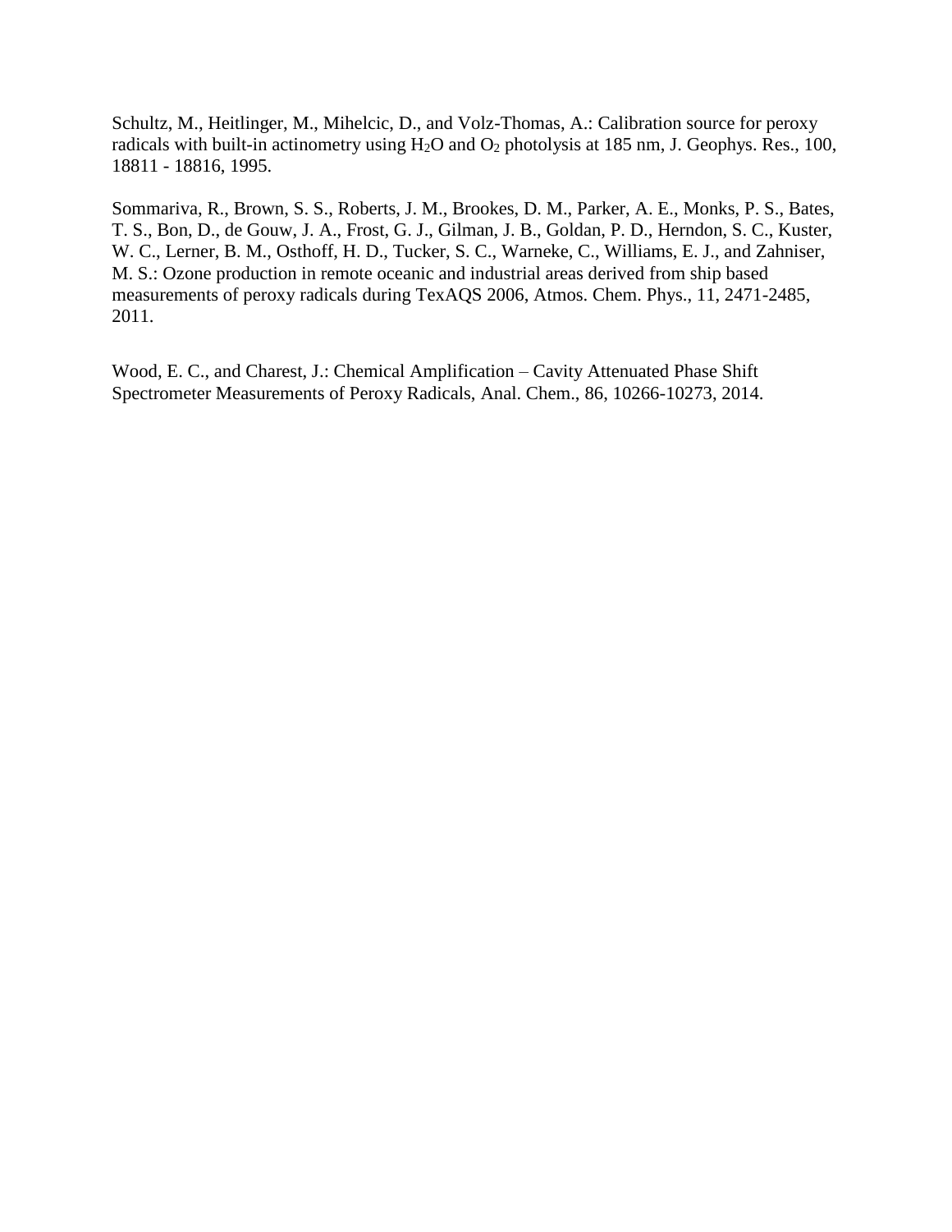Schultz, M., Heitlinger, M., Mihelcic, D., and Volz-Thomas, A.: Calibration source for peroxy radicals with built-in actinometry using $H_2O$ and $O_2$ photolysis at 185 nm, J. Geophys. Res., 100, 18811 - 18816, 1995.

Sommariva, R., Brown, S. S., Roberts, J. M., Brookes, D. M., Parker, A. E., Monks, P. S., Bates, T. S., Bon, D., de Gouw, J. A., Frost, G. J., Gilman, J. B., Goldan, P. D., Herndon, S. C., Kuster, W. C., Lerner, B. M., Osthoff, H. D., Tucker, S. C., Warneke, C., Williams, E. J., and Zahniser, M. S.: Ozone production in remote oceanic and industrial areas derived from ship based measurements of peroxy radicals during TexAQS 2006, Atmos. Chem. Phys., 11, 2471-2485, 2011.

Wood, E. C., and Charest, J.: Chemical Amplification – Cavity Attenuated Phase Shift Spectrometer Measurements of Peroxy Radicals, Anal. Chem., 86, 10266-10273, 2014.